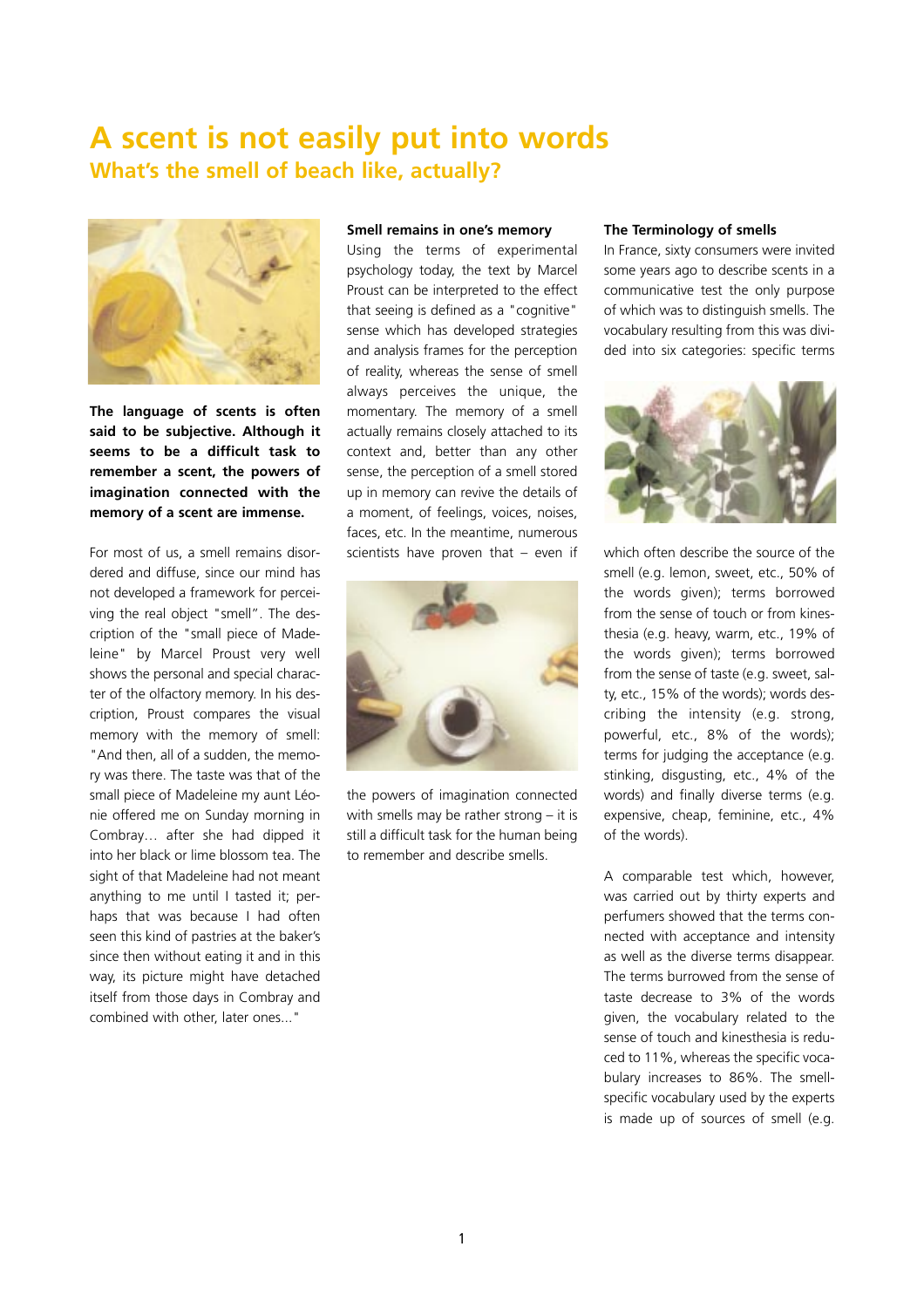# A scent is not easily put into words

## What's the smell of beach like, actually?

**The language of scents is often said to be subjective. Although it seems to be a difficult task to remember a scent, the powers of imagination connected with the memory of a scent are immense.**

For most of us, a smell remains disordered and diffuse, since our mind has not developed a framework for perceiving the real object "smell". The description of the "small piece of Madeleine" by Marcel Proust very well shows the personal and special character of the olfactory memory. In his description, Proust compares the visual memory with the memory of smell: "And then, all of a sudden, the memory was there. The taste was that of the small piece of Madeleine my aunt Léonie offered me on Sunday morning in Combray… after she had dipped it into her black or lime blossom tea. The sight of that Madeleine had not meant anything to me until I tasted it; perhaps that was because I had often seen this kind of pastries at the baker's since then without eating it and in this way, its picture might have detached itself from those days in Combray and combined with other, later ones..."

### Smell remains in one's memory

Using the terms of experimental psychology today, the text by Marcel Proust can be interpreted to the effect that seeing is defined as a "cognitive" sense which has developed strategies and analysis frames for the perception of reality, whereas the sense of smell always perceives the unique, the momentary. The memory of a smell actually remains closely attached to its context and, better than any other sense, the perception of a smell stored up in memory can revive the details of a moment, of feelings, voices, noises, faces, etc. In the meantime, numerous scientists have proven that – even if the powers of imagination connected with smells may be rather strong – it is still a difficult task for the human being to remember and describe smells.

### The Terminology of smells

In France, sixty consumers were invited some years ago to describe scents in a communicative test the only purpose of which was to distinguish smells. The vocabulary resulting from this was divided into six categories: specific terms which often describe the source of the smell (e.g. lemon, sweet, etc., 50% of the words given); terms borrowed from the sense of touch or from kinesthesia (e.g. heavy, warm, etc., 19% of the words given); terms borrowed from the sense of taste (e.g. sweet, salty, etc., 15% of the words); words describing the intensity (e.g. strong, powerful, etc., 8% of the words); terms for judging the acceptance (e.g. stinking, disgusting, etc., 4% of the words) and finally diverse terms (e.g. expensive, cheap, feminine, etc., 4% of the words).

A comparable test which, however, was carried out by thirty experts and perfumers showed that the terms connected with acceptance and intensity as well as the diverse terms disappear. The terms burrowed from the sense of taste decrease to 3% of the words given, the vocabulary related to the sense of touch and kinesthesia is reduced to 11%, whereas the specific vocabulary increases to 86%. The smell-specific vocabulary used by the experts is made up of sources of smell (e.g.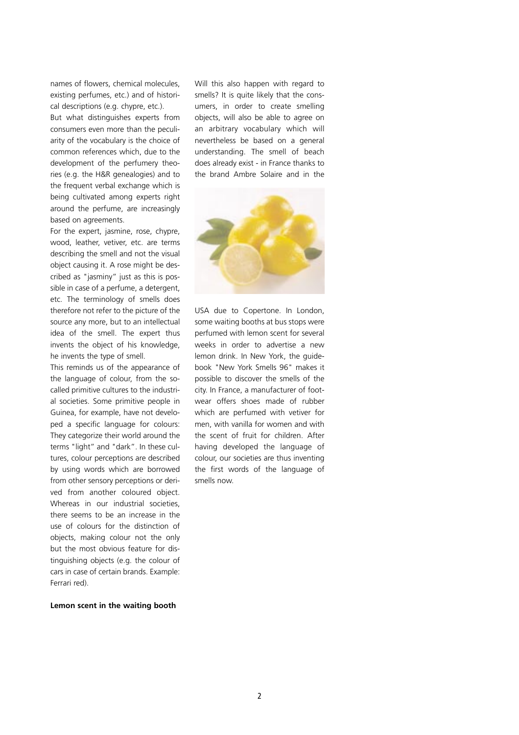names of flowers, chemical molecules, existing perfumes, etc.) and of historical descriptions (e.g. chypre, etc.).

But what distinguishes experts from consumers even more than the peculiarity of the vocabulary is the choice of common references which, due to the development of the perfumery theories (e.g. the H&R genealogies) and to the frequent verbal exchange which is being cultivated among experts right around the perfume, are increasingly based on agreements.

For the expert, jasmine, rose, chypre, wood, leather, vetiver, etc. are terms describing the smell and not the visual object causing it. A rose might be described as "jasminy" just as this is possible in case of a perfume, a detergent, etc. The terminology of smells does therefore not refer to the picture of the source any more, but to an intellectual idea of the smell. The expert thus invents the object of his knowledge, he invents the type of smell.

This reminds us of the appearance of the language of colour, from the so-called primitive cultures to the industrial societies. Some primitive people in Guinea, for example, have not developed a specific language for colours: They categorize their world around the terms "light" and "dark". In these cultures, colour perceptions are described by using words which are borrowed from other sensory perceptions or derived from another coloured object. Whereas in our industrial societies, there seems to be an increase in the use of colours for the distinction of objects, making colour not the only but the most obvious feature for distinguishing objects (e.g. the colour of cars in case of certain brands. Example: Ferrari red).

**Lemon scent in the waiting booth**

Will this also happen with regard to smells? It is quite likely that the consumers, in order to create smelling objects, will also be able to agree on an arbitrary vocabulary which will nevertheless be based on a general understanding. The smell of beach does already exist - in France thanks to the brand Ambre Solaire and in the USA due to Copertone. In London, some waiting booths at bus stops were perfumed with lemon scent for several weeks in order to advertise a new lemon drink. In New York, the guidebook "New York Smells 96" makes it possible to discover the smells of the city. In France, a manufacturer of footwear offers shoes made of rubber which are perfumed with vetiver for men, with vanilla for women and with the scent of fruit for children. After having developed the language of colour, our societies are thus inventing the first words of the language of smells now.